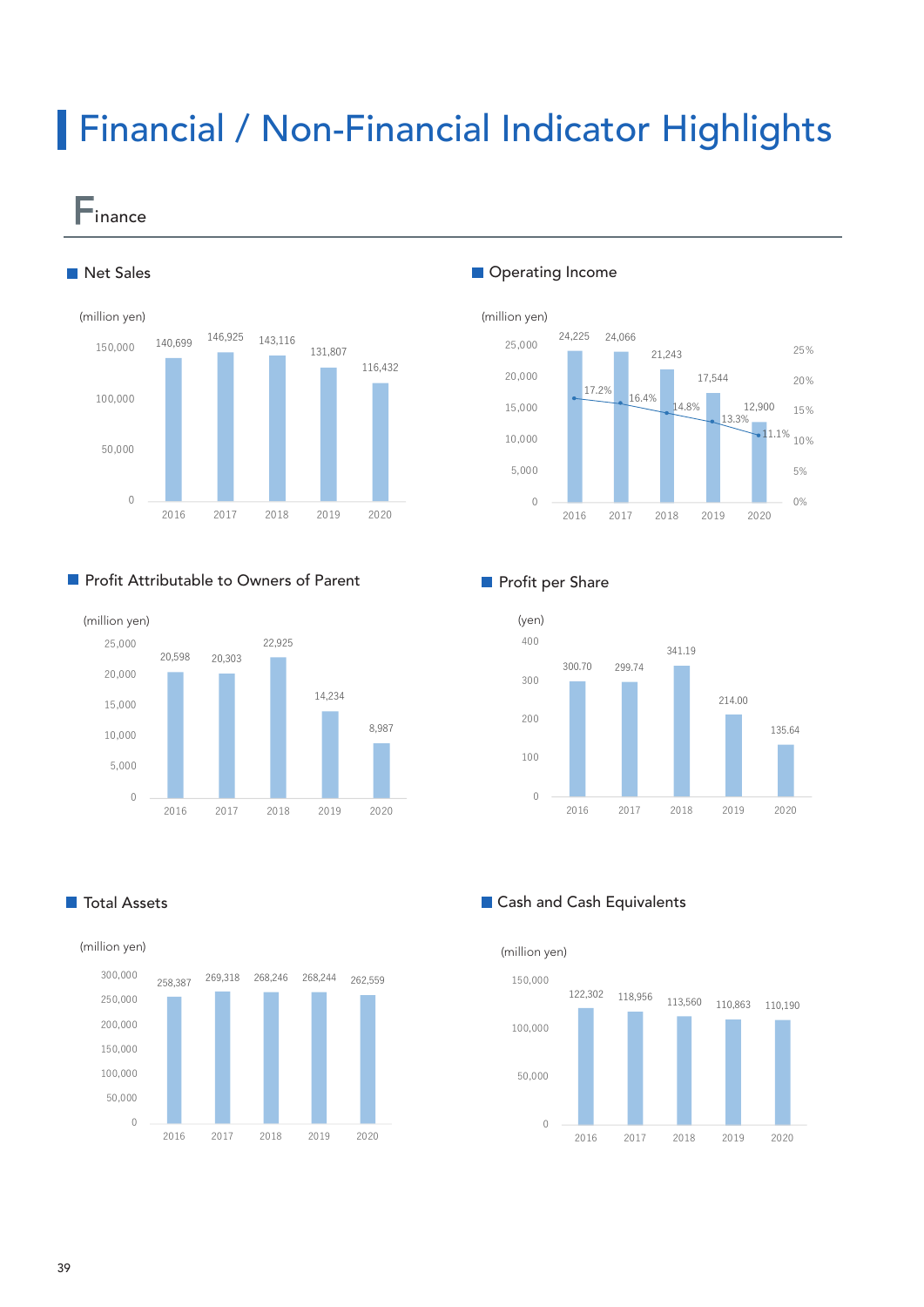# Financial / Non-Financial Indicator Highlights

## Finance

### Net Sales

(million yen)

| Year | 2016 | 2017 | 2018 | 2019 | 2020 |
|---|---|---|---|---|---|
| Net Sales | 140,699 | 146,925 | 143,116 | 131,807 | 116,432 |

### Operating Income

(million yen)

| Year | 2016 | 2017 | 2018 | 2019 | 2020 |
|---|---|---|---|---|---|
| Operating Income | 24,225 | 24,066 | 21,243 | 17,544 | 12,900 |
| Operating Margin | 17.2% | 16.4% | 14.8% | 13.3% | 11.1% |

### Profit Attributable to Owners of Parent

(million yen)

| Year | 2016 | 2017 | 2018 | 2019 | 2020 |
|---|---|---|---|---|---|
| Profit Attributable to Owners of Parent | 20,598 | 20,303 | 22,925 | 14,234 | 8,987 |

### Profit per Share

(yen)

| Year | 2016 | 2017 | 2018 | 2019 | 2020 |
|---|---|---|---|---|---|
| Profit per Share | 300.70 | 299.74 | 341.19 | 214.00 | 135.64 |

### Total Assets

(million yen)

| Year | 2016 | 2017 | 2018 | 2019 | 2020 |
|---|---|---|---|---|---|
| Total Assets | 258,387 | 269,318 | 268,246 | 268,244 | 262,559 |

### Cash and Cash Equivalents

(million yen)

| Year | 2016 | 2017 | 2018 | 2019 | 2020 |
|---|---|---|---|---|---|
| Cash and Cash Equivalents | 122,302 | 118,956 | 113,560 | 110,863 | 110,190 |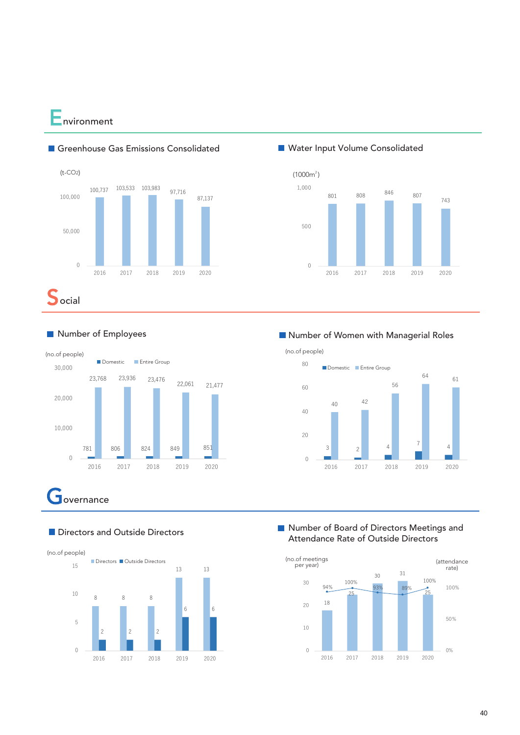# Environment

## Greenhouse Gas Emissions Consolidated

($t$-$CO_2$)

100,000
50,000
0

2016 2017 2018 2019 2020

100,737 103,533 103,983 97,716 87,137

## Water Input Volume Consolidated

(1000$m^2$)

1,000
500
0

2016 2017 2018 2019 2020

801 808 846 807 743

# Social

## Number of Employees

(no.of people)

Domestic Entire Group

30,000
20,000
10,000
0

2016 2017 2018 2019 2020

23,768 23,936 23,476 22,061 21,477

781 806 824 849 851

## Number of Women with Managerial Roles

(no.of people)

Domestic Entire Group

80
60
40
20
0

2016 2017 2018 2019 2020

40 42 56 64 61

3 2 4 7 4

# Governance

## Directors and Outside Directors

(no.of people)

Directors Outside Directors

15
10
5
0

2016 2017 2018 2019 2020

8 8 8 13 13

2 2 2 6 6

## Number of Board of Directors Meetings and Attendance Rate of Outside Directors

(no.of meetings per year)

(attendance rate)

30
20
10
0

100%
50%
0%

2016 2017 2018 2019 2020

18 25 30 31 25

94% 100% 93% 89% 100%